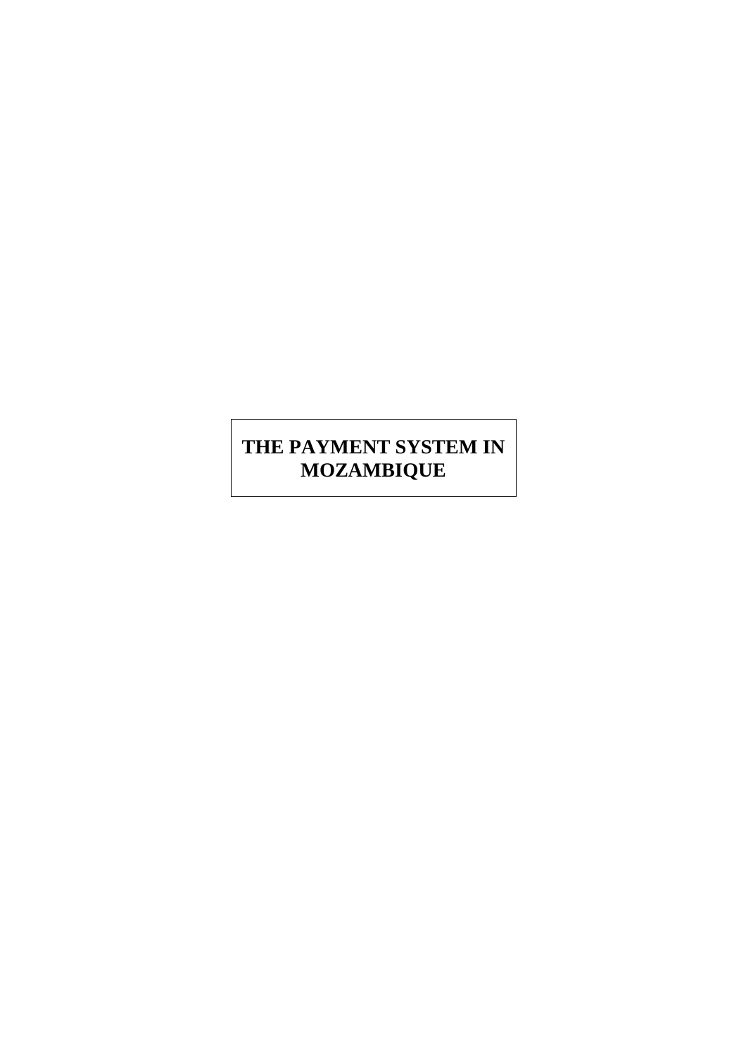# THE PAYMENT SYSTEM IN MOZAMBIQUE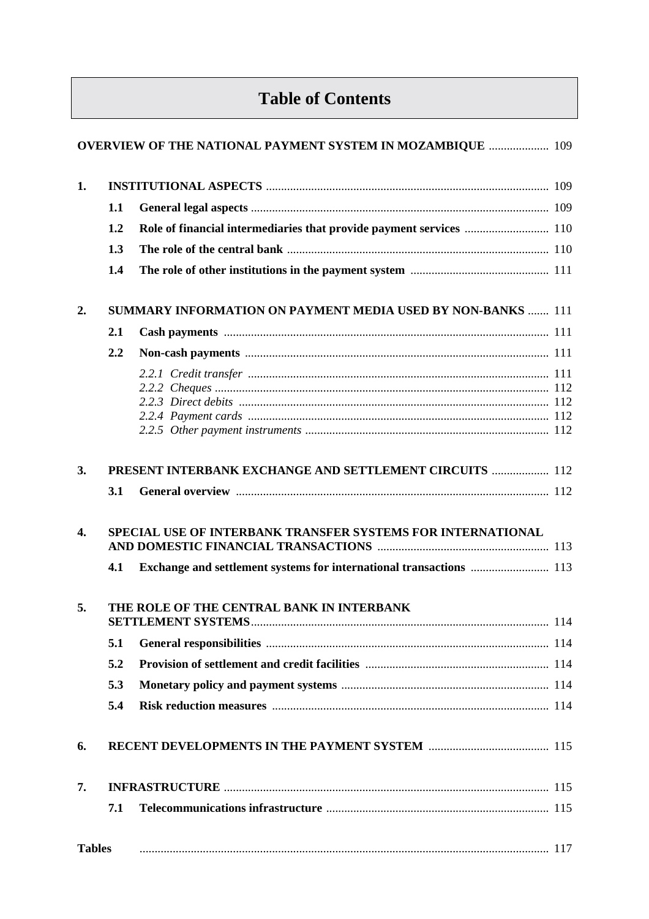# Table of Contents

**OVERVIEW OF THE NATIONAL PAYMENT SYSTEM IN MOZAMBIQUE** .................... 109

**1. INSTITUTIONAL ASPECTS** .................... 109

- **1.1 General legal aspects** .................... 109
- **1.2 Role of financial intermediaries that provide payment services** .................... 110
- **1.3 The role of the central bank** .................... 110
- **1.4 The role of other institutions in the payment system** .................... 111

**2. SUMMARY INFORMATION ON PAYMENT MEDIA USED BY NON-BANKS** .................... 111

- **2.1 Cash payments** .................... 111
- **2.2 Non-cash payments** .................... 111
  - *2.2.1 Credit transfer* .................... 111
  - *2.2.2 Cheques* .................... 112
  - *2.2.3 Direct debits* .................... 112
  - *2.2.4 Payment cards* .................... 112
  - *2.2.5 Other payment instruments* .................... 112

**3. PRESENT INTERBANK EXCHANGE AND SETTLEMENT CIRCUITS** .................... 112

- **3.1 General overview** .................... 112

**4. SPECIAL USE OF INTERBANK TRANSFER SYSTEMS FOR INTERNATIONAL AND DOMESTIC FINANCIAL TRANSACTIONS** .................... 113

- **4.1 Exchange and settlement systems for international transactions** .................... 113

**5. THE ROLE OF THE CENTRAL BANK IN INTERBANK SETTLEMENT SYSTEMS** .................... 114

- **5.1 General responsibilities** .................... 114
- **5.2 Provision of settlement and credit facilities** .................... 114
- **5.3 Monetary policy and payment systems** .................... 114
- **5.4 Risk reduction measures** .................... 114

**6. RECENT DEVELOPMENTS IN THE PAYMENT SYSTEM** .................... 115

**7. INFRASTRUCTURE** .................... 115

- **7.1 Telecommunications infrastructure** .................... 115

**Tables** .................... 117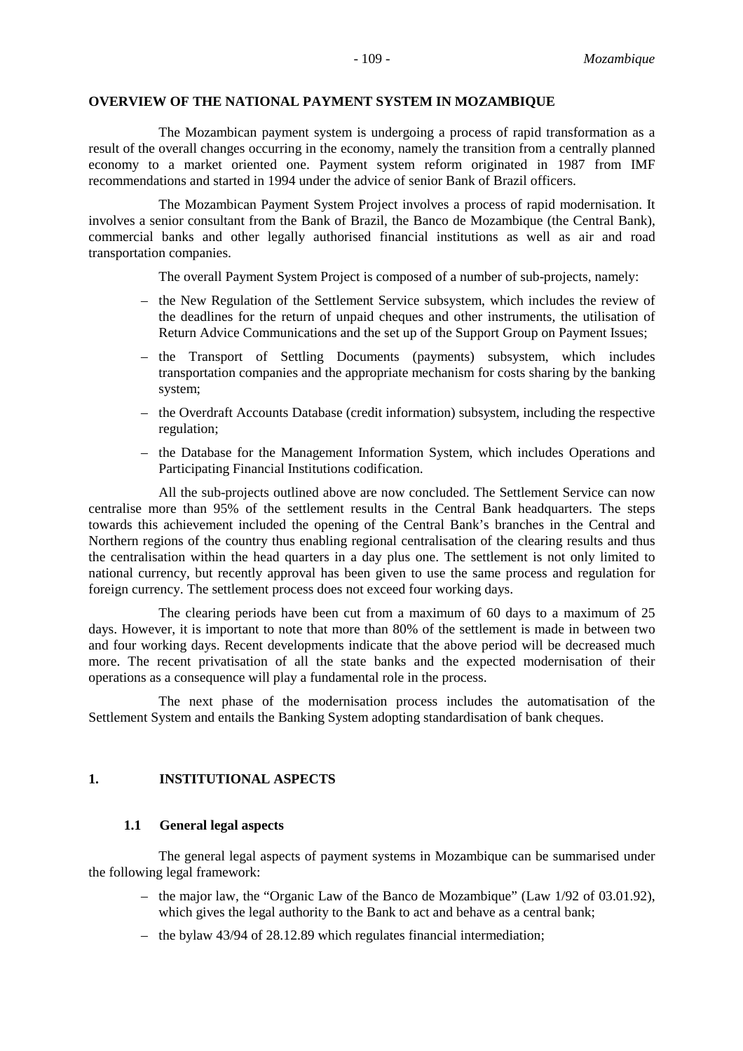## OVERVIEW OF THE NATIONAL PAYMENT SYSTEM IN MOZAMBIQUE

The Mozambican payment system is undergoing a process of rapid transformation as a result of the overall changes occurring in the economy, namely the transition from a centrally planned economy to a market oriented one. Payment system reform originated in 1987 from IMF recommendations and started in 1994 under the advice of senior Bank of Brazil officers.

The Mozambican Payment System Project involves a process of rapid modernisation. It involves a senior consultant from the Bank of Brazil, the Banco de Mozambique (the Central Bank), commercial banks and other legally authorised financial institutions as well as air and road transportation companies.

The overall Payment System Project is composed of a number of sub-projects, namely:

- the New Regulation of the Settlement Service subsystem, which includes the review of the deadlines for the return of unpaid cheques and other instruments, the utilisation of Return Advice Communications and the set up of the Support Group on Payment Issues;
- the Transport of Settling Documents (payments) subsystem, which includes transportation companies and the appropriate mechanism for costs sharing by the banking system;
- the Overdraft Accounts Database (credit information) subsystem, including the respective regulation;
- the Database for the Management Information System, which includes Operations and Participating Financial Institutions codification.

All the sub-projects outlined above are now concluded. The Settlement Service can now centralise more than 95% of the settlement results in the Central Bank headquarters. The steps towards this achievement included the opening of the Central Bank's branches in the Central and Northern regions of the country thus enabling regional centralisation of the clearing results and thus the centralisation within the head quarters in a day plus one. The settlement is not only limited to national currency, but recently approval has been given to use the same process and regulation for foreign currency. The settlement process does not exceed four working days.

The clearing periods have been cut from a maximum of 60 days to a maximum of 25 days. However, it is important to note that more than 80% of the settlement is made in between two and four working days. Recent developments indicate that the above period will be decreased much more. The recent privatisation of all the state banks and the expected modernisation of their operations as a consequence will play a fundamental role in the process.

The next phase of the modernisation process includes the automatisation of the Settlement System and entails the Banking System adopting standardisation of bank cheques.

## 1. INSTITUTIONAL ASPECTS

### 1.1 General legal aspects

The general legal aspects of payment systems in Mozambique can be summarised under the following legal framework:

- the major law, the "Organic Law of the Banco de Mozambique" (Law 1/92 of 03.01.92), which gives the legal authority to the Bank to act and behave as a central bank;
- the bylaw 43/94 of 28.12.89 which regulates financial intermediation;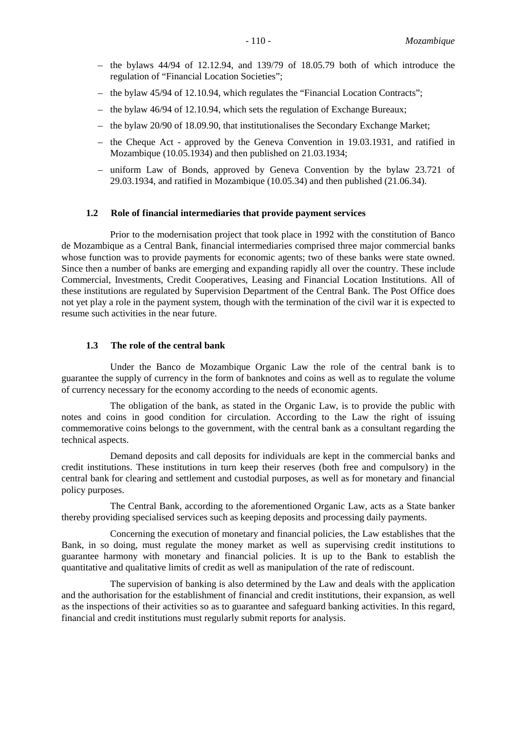- the bylaws 44/94 of 12.12.94, and 139/79 of 18.05.79 both of which introduce the regulation of "Financial Location Societies";
- the bylaw 45/94 of 12.10.94, which regulates the "Financial Location Contracts";
- the bylaw 46/94 of 12.10.94, which sets the regulation of Exchange Bureaux;
- the bylaw 20/90 of 18.09.90, that institutionalises the Secondary Exchange Market;
- the Cheque Act - approved by the Geneva Convention in 19.03.1931, and ratified in Mozambique (10.05.1934) and then published on 21.03.1934;
- uniform Law of Bonds, approved by Geneva Convention by the bylaw 23.721 of 29.03.1934, and ratified in Mozambique (10.05.34) and then published (21.06.34).

### 1.2 Role of financial intermediaries that provide payment services

Prior to the modernisation project that took place in 1992 with the constitution of Banco de Mozambique as a Central Bank, financial intermediaries comprised three major commercial banks whose function was to provide payments for economic agents; two of these banks were state owned. Since then a number of banks are emerging and expanding rapidly all over the country. These include Commercial, Investments, Credit Cooperatives, Leasing and Financial Location Institutions. All of these institutions are regulated by Supervision Department of the Central Bank. The Post Office does not yet play a role in the payment system, though with the termination of the civil war it is expected to resume such activities in the near future.

### 1.3 The role of the central bank

Under the Banco de Mozambique Organic Law the role of the central bank is to guarantee the supply of currency in the form of banknotes and coins as well as to regulate the volume of currency necessary for the economy according to the needs of economic agents.

The obligation of the bank, as stated in the Organic Law, is to provide the public with notes and coins in good condition for circulation. According to the Law the right of issuing commemorative coins belongs to the government, with the central bank as a consultant regarding the technical aspects.

Demand deposits and call deposits for individuals are kept in the commercial banks and credit institutions. These institutions in turn keep their reserves (both free and compulsory) in the central bank for clearing and settlement and custodial purposes, as well as for monetary and financial policy purposes.

The Central Bank, according to the aforementioned Organic Law, acts as a State banker thereby providing specialised services such as keeping deposits and processing daily payments.

Concerning the execution of monetary and financial policies, the Law establishes that the Bank, in so doing, must regulate the money market as well as supervising credit institutions to guarantee harmony with monetary and financial policies. It is up to the Bank to establish the quantitative and qualitative limits of credit as well as manipulation of the rate of rediscount.

The supervision of banking is also determined by the Law and deals with the application and the authorisation for the establishment of financial and credit institutions, their expansion, as well as the inspections of their activities so as to guarantee and safeguard banking activities. In this regard, financial and credit institutions must regularly submit reports for analysis.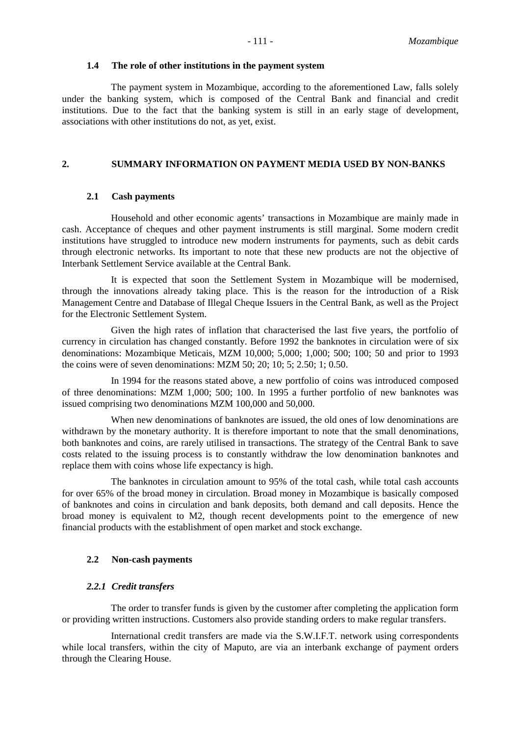### 1.4 The role of other institutions in the payment system

The payment system in Mozambique, according to the aforementioned Law, falls solely under the banking system, which is composed of the Central Bank and financial and credit institutions. Due to the fact that the banking system is still in an early stage of development, associations with other institutions do not, as yet, exist.

## 2. SUMMARY INFORMATION ON PAYMENT MEDIA USED BY NON-BANKS

### 2.1 Cash payments

Household and other economic agents' transactions in Mozambique are mainly made in cash. Acceptance of cheques and other payment instruments is still marginal. Some modern credit institutions have struggled to introduce new modern instruments for payments, such as debit cards through electronic networks. Its important to note that these new products are not the objective of Interbank Settlement Service available at the Central Bank.

It is expected that soon the Settlement System in Mozambique will be modernised, through the innovations already taking place. This is the reason for the introduction of a Risk Management Centre and Database of Illegal Cheque Issuers in the Central Bank, as well as the Project for the Electronic Settlement System.

Given the high rates of inflation that characterised the last five years, the portfolio of currency in circulation has changed constantly. Before 1992 the banknotes in circulation were of six denominations: Mozambique Meticais, MZM 10,000; 5,000; 1,000; 500; 100; 50 and prior to 1993 the coins were of seven denominations: MZM 50; 20; 10; 5; 2.50; 1; 0.50.

In 1994 for the reasons stated above, a new portfolio of coins was introduced composed of three denominations: MZM 1,000; 500; 100. In 1995 a further portfolio of new banknotes was issued comprising two denominations MZM 100,000 and 50,000.

When new denominations of banknotes are issued, the old ones of low denominations are withdrawn by the monetary authority. It is therefore important to note that the small denominations, both banknotes and coins, are rarely utilised in transactions. The strategy of the Central Bank to save costs related to the issuing process is to constantly withdraw the low denomination banknotes and replace them with coins whose life expectancy is high.

The banknotes in circulation amount to 95% of the total cash, while total cash accounts for over 65% of the broad money in circulation. Broad money in Mozambique is basically composed of banknotes and coins in circulation and bank deposits, both demand and call deposits. Hence the broad money is equivalent to M2, though recent developments point to the emergence of new financial products with the establishment of open market and stock exchange.

### 2.2 Non-cash payments

#### *2.2.1 Credit transfers*

The order to transfer funds is given by the customer after completing the application form or providing written instructions. Customers also provide standing orders to make regular transfers.

International credit transfers are made via the S.W.I.F.T. network using correspondents while local transfers, within the city of Maputo, are via an interbank exchange of payment orders through the Clearing House.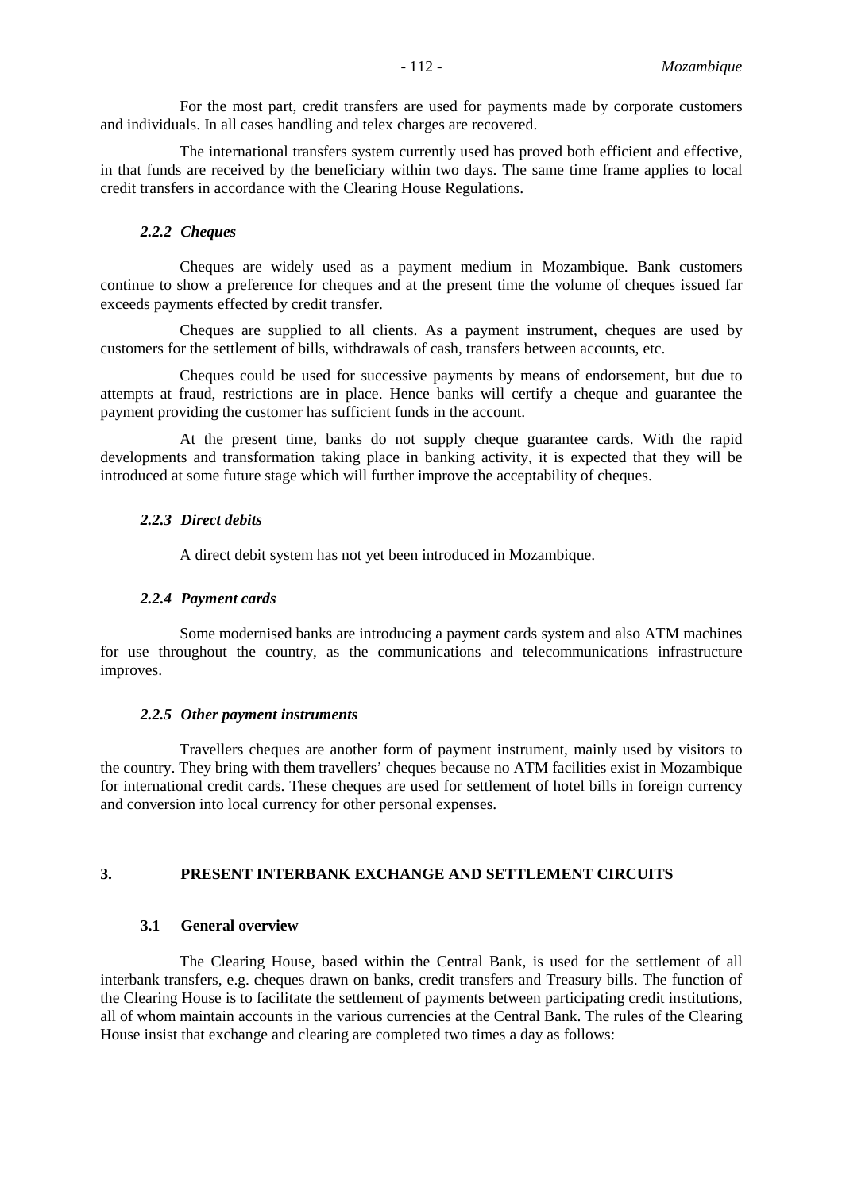For the most part, credit transfers are used for payments made by corporate customers and individuals. In all cases handling and telex charges are recovered.

The international transfers system currently used has proved both efficient and effective, in that funds are received by the beneficiary within two days. The same time frame applies to local credit transfers in accordance with the Clearing House Regulations.

#### *2.2.2 Cheques*

Cheques are widely used as a payment medium in Mozambique. Bank customers continue to show a preference for cheques and at the present time the volume of cheques issued far exceeds payments effected by credit transfer.

Cheques are supplied to all clients. As a payment instrument, cheques are used by customers for the settlement of bills, withdrawals of cash, transfers between accounts, etc.

Cheques could be used for successive payments by means of endorsement, but due to attempts at fraud, restrictions are in place. Hence banks will certify a cheque and guarantee the payment providing the customer has sufficient funds in the account.

At the present time, banks do not supply cheque guarantee cards. With the rapid developments and transformation taking place in banking activity, it is expected that they will be introduced at some future stage which will further improve the acceptability of cheques.

#### *2.2.3 Direct debits*

A direct debit system has not yet been introduced in Mozambique.

#### *2.2.4 Payment cards*

Some modernised banks are introducing a payment cards system and also ATM machines for use throughout the country, as the communications and telecommunications infrastructure improves.

#### *2.2.5 Other payment instruments*

Travellers cheques are another form of payment instrument, mainly used by visitors to the country. They bring with them travellers' cheques because no ATM facilities exist in Mozambique for international credit cards. These cheques are used for settlement of hotel bills in foreign currency and conversion into local currency for other personal expenses.

## 3. PRESENT INTERBANK EXCHANGE AND SETTLEMENT CIRCUITS

### 3.1 General overview

The Clearing House, based within the Central Bank, is used for the settlement of all interbank transfers, e.g. cheques drawn on banks, credit transfers and Treasury bills. The function of the Clearing House is to facilitate the settlement of payments between participating credit institutions, all of whom maintain accounts in the various currencies at the Central Bank. The rules of the Clearing House insist that exchange and clearing are completed two times a day as follows: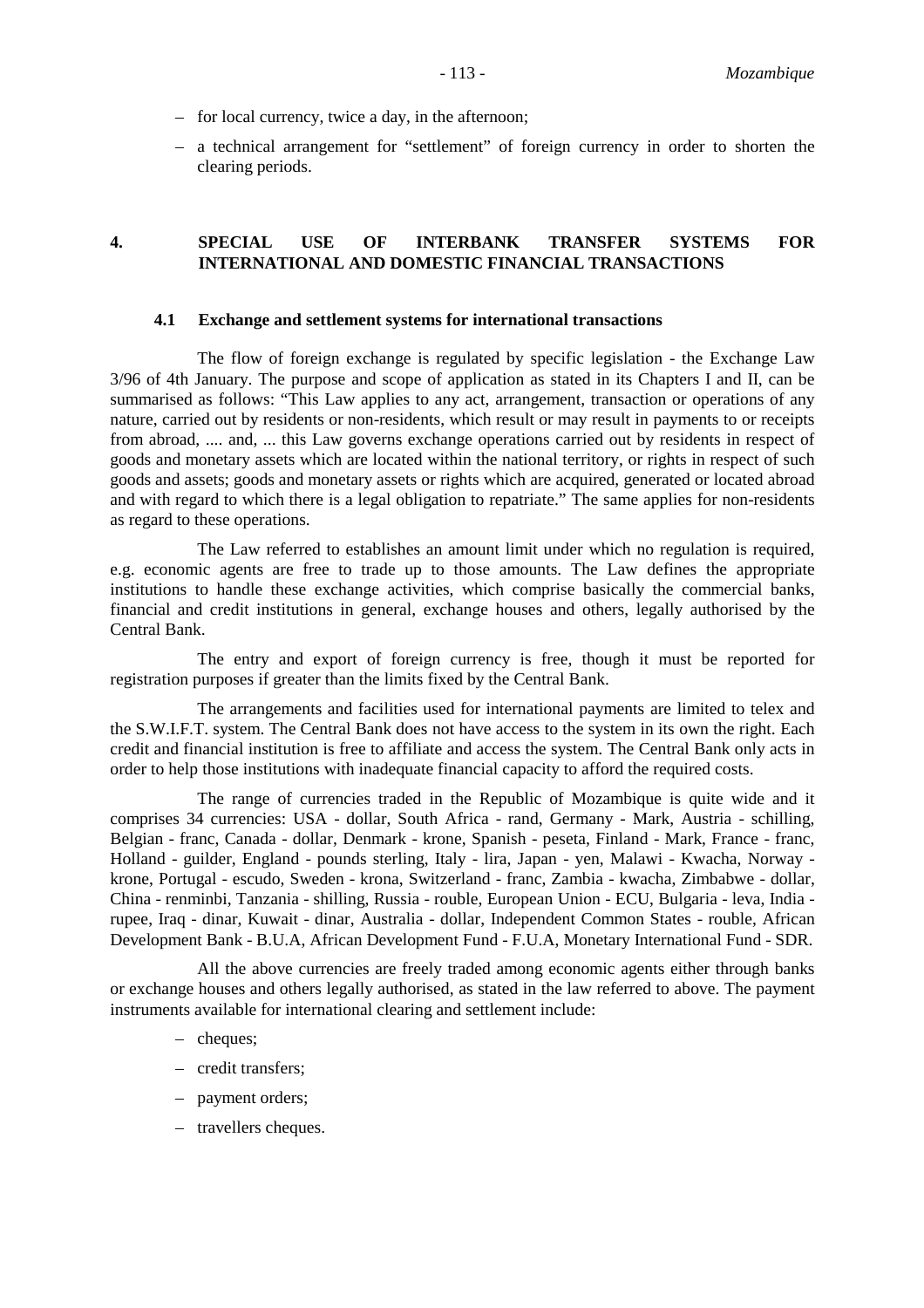- for local currency, twice a day, in the afternoon;
- a technical arrangement for "settlement" of foreign currency in order to shorten the clearing periods.

## 4. SPECIAL USE OF INTERBANK TRANSFER SYSTEMS FOR INTERNATIONAL AND DOMESTIC FINANCIAL TRANSACTIONS

### 4.1 Exchange and settlement systems for international transactions

The flow of foreign exchange is regulated by specific legislation - the Exchange Law 3/96 of 4th January. The purpose and scope of application as stated in its Chapters I and II, can be summarised as follows: "This Law applies to any act, arrangement, transaction or operations of any nature, carried out by residents or non-residents, which result or may result in payments to or receipts from abroad, .... and, ... this Law governs exchange operations carried out by residents in respect of goods and monetary assets which are located within the national territory, or rights in respect of such goods and assets; goods and monetary assets or rights which are acquired, generated or located abroad and with regard to which there is a legal obligation to repatriate." The same applies for non-residents as regard to these operations.

The Law referred to establishes an amount limit under which no regulation is required, e.g. economic agents are free to trade up to those amounts. The Law defines the appropriate institutions to handle these exchange activities, which comprise basically the commercial banks, financial and credit institutions in general, exchange houses and others, legally authorised by the Central Bank.

The entry and export of foreign currency is free, though it must be reported for registration purposes if greater than the limits fixed by the Central Bank.

The arrangements and facilities used for international payments are limited to telex and the S.W.I.F.T. system. The Central Bank does not have access to the system in its own the right. Each credit and financial institution is free to affiliate and access the system. The Central Bank only acts in order to help those institutions with inadequate financial capacity to afford the required costs.

The range of currencies traded in the Republic of Mozambique is quite wide and it comprises 34 currencies: USA - dollar, South Africa - rand, Germany - Mark, Austria - schilling, Belgian - franc, Canada - dollar, Denmark - krone, Spanish - peseta, Finland - Mark, France - franc, Holland - guilder, England - pounds sterling, Italy - lira, Japan - yen, Malawi - Kwacha, Norway - krone, Portugal - escudo, Sweden - krona, Switzerland - franc, Zambia - kwacha, Zimbabwe - dollar, China - renminbi, Tanzania - shilling, Russia - rouble, European Union - ECU, Bulgaria - leva, India - rupee, Iraq - dinar, Kuwait - dinar, Australia - dollar, Independent Common States - rouble, African Development Bank - B.U.A, African Development Fund - F.U.A, Monetary International Fund - SDR.

All the above currencies are freely traded among economic agents either through banks or exchange houses and others legally authorised, as stated in the law referred to above. The payment instruments available for international clearing and settlement include:

- cheques;
- credit transfers;
- payment orders;
- travellers cheques.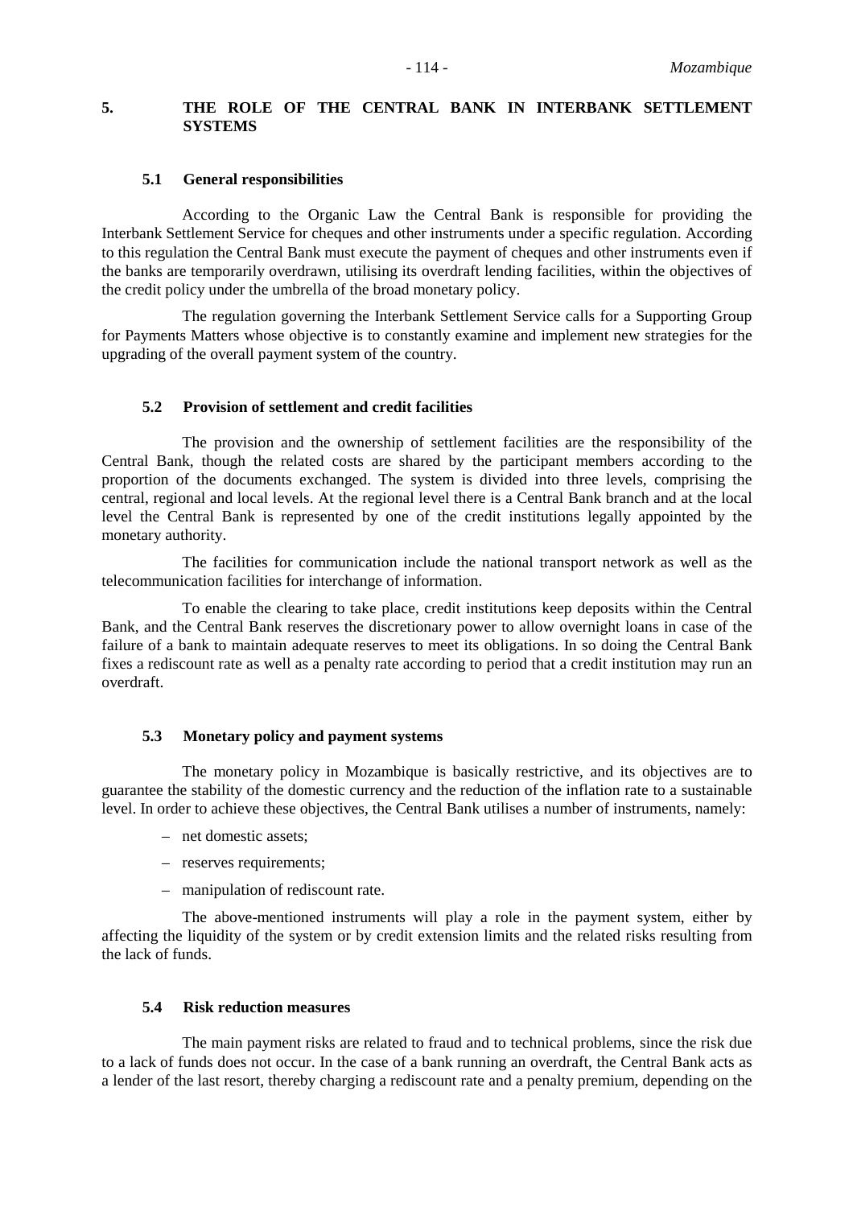## 5. THE ROLE OF THE CENTRAL BANK IN INTERBANK SETTLEMENT SYSTEMS

### 5.1 General responsibilities

According to the Organic Law the Central Bank is responsible for providing the Interbank Settlement Service for cheques and other instruments under a specific regulation. According to this regulation the Central Bank must execute the payment of cheques and other instruments even if the banks are temporarily overdrawn, utilising its overdraft lending facilities, within the objectives of the credit policy under the umbrella of the broad monetary policy.

The regulation governing the Interbank Settlement Service calls for a Supporting Group for Payments Matters whose objective is to constantly examine and implement new strategies for the upgrading of the overall payment system of the country.

### 5.2 Provision of settlement and credit facilities

The provision and the ownership of settlement facilities are the responsibility of the Central Bank, though the related costs are shared by the participant members according to the proportion of the documents exchanged. The system is divided into three levels, comprising the central, regional and local levels. At the regional level there is a Central Bank branch and at the local level the Central Bank is represented by one of the credit institutions legally appointed by the monetary authority.

The facilities for communication include the national transport network as well as the telecommunication facilities for interchange of information.

To enable the clearing to take place, credit institutions keep deposits within the Central Bank, and the Central Bank reserves the discretionary power to allow overnight loans in case of the failure of a bank to maintain adequate reserves to meet its obligations. In so doing the Central Bank fixes a rediscount rate as well as a penalty rate according to period that a credit institution may run an overdraft.

### 5.3 Monetary policy and payment systems

The monetary policy in Mozambique is basically restrictive, and its objectives are to guarantee the stability of the domestic currency and the reduction of the inflation rate to a sustainable level. In order to achieve these objectives, the Central Bank utilises a number of instruments, namely:

- net domestic assets;
- reserves requirements;
- manipulation of rediscount rate.

The above-mentioned instruments will play a role in the payment system, either by affecting the liquidity of the system or by credit extension limits and the related risks resulting from the lack of funds.

### 5.4 Risk reduction measures

The main payment risks are related to fraud and to technical problems, since the risk due to a lack of funds does not occur. In the case of a bank running an overdraft, the Central Bank acts as a lender of the last resort, thereby charging a rediscount rate and a penalty premium, depending on the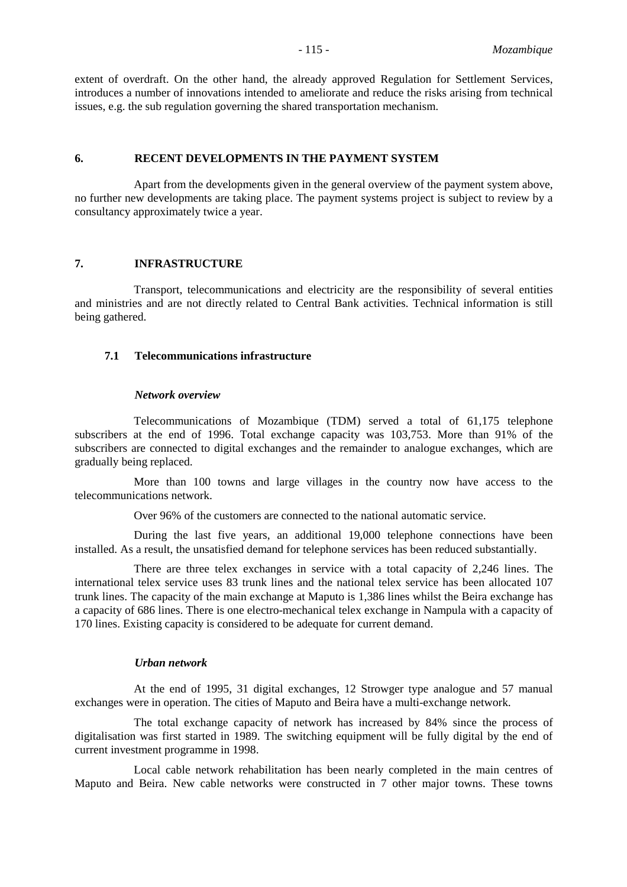extent of overdraft. On the other hand, the already approved Regulation for Settlement Services, introduces a number of innovations intended to ameliorate and reduce the risks arising from technical issues, e.g. the sub regulation governing the shared transportation mechanism.

## 6. RECENT DEVELOPMENTS IN THE PAYMENT SYSTEM

Apart from the developments given in the general overview of the payment system above, no further new developments are taking place. The payment systems project is subject to review by a consultancy approximately twice a year.

## 7. INFRASTRUCTURE

Transport, telecommunications and electricity are the responsibility of several entities and ministries and are not directly related to Central Bank activities. Technical information is still being gathered.

### 7.1 Telecommunications infrastructure

#### *Network overview*

Telecommunications of Mozambique (TDM) served a total of 61,175 telephone subscribers at the end of 1996. Total exchange capacity was 103,753. More than 91% of the subscribers are connected to digital exchanges and the remainder to analogue exchanges, which are gradually being replaced.

More than 100 towns and large villages in the country now have access to the telecommunications network.

Over 96% of the customers are connected to the national automatic service.

During the last five years, an additional 19,000 telephone connections have been installed. As a result, the unsatisfied demand for telephone services has been reduced substantially.

There are three telex exchanges in service with a total capacity of 2,246 lines. The international telex service uses 83 trunk lines and the national telex service has been allocated 107 trunk lines. The capacity of the main exchange at Maputo is 1,386 lines whilst the Beira exchange has a capacity of 686 lines. There is one electro-mechanical telex exchange in Nampula with a capacity of 170 lines. Existing capacity is considered to be adequate for current demand.

#### *Urban network*

At the end of 1995, 31 digital exchanges, 12 Strowger type analogue and 57 manual exchanges were in operation. The cities of Maputo and Beira have a multi-exchange network.

The total exchange capacity of network has increased by 84% since the process of digitalisation was first started in 1989. The switching equipment will be fully digital by the end of current investment programme in 1998.

Local cable network rehabilitation has been nearly completed in the main centres of Maputo and Beira. New cable networks were constructed in 7 other major towns. These towns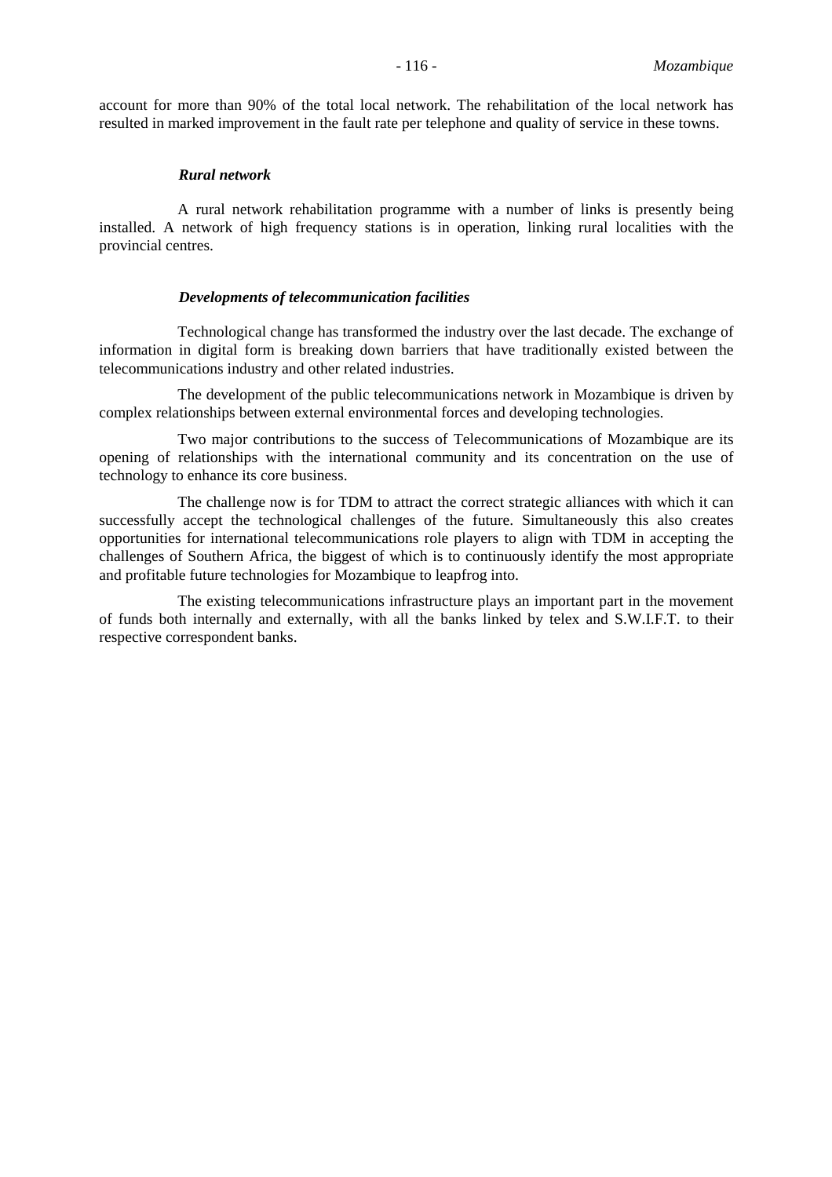account for more than 90% of the total local network. The rehabilitation of the local network has resulted in marked improvement in the fault rate per telephone and quality of service in these towns.

### *Rural network*

A rural network rehabilitation programme with a number of links is presently being installed. A network of high frequency stations is in operation, linking rural localities with the provincial centres.

### *Developments of telecommunication facilities*

Technological change has transformed the industry over the last decade. The exchange of information in digital form is breaking down barriers that have traditionally existed between the telecommunications industry and other related industries.

The development of the public telecommunications network in Mozambique is driven by complex relationships between external environmental forces and developing technologies.

Two major contributions to the success of Telecommunications of Mozambique are its opening of relationships with the international community and its concentration on the use of technology to enhance its core business.

The challenge now is for TDM to attract the correct strategic alliances with which it can successfully accept the technological challenges of the future. Simultaneously this also creates opportunities for international telecommunications role players to align with TDM in accepting the challenges of Southern Africa, the biggest of which is to continuously identify the most appropriate and profitable future technologies for Mozambique to leapfrog into.

The existing telecommunications infrastructure plays an important part in the movement of funds both internally and externally, with all the banks linked by telex and S.W.I.F.T. to their respective correspondent banks.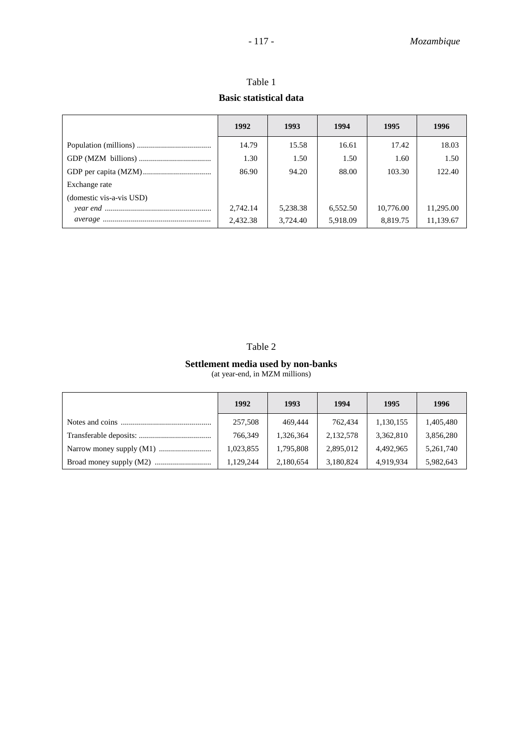## Table 1

### Basic statistical data

| | 1992 | 1993 | 1994 | 1995 | 1996 |
|---|---|---|---|---|---|
| Population (millions) | 14.79 | 15.58 | 16.61 | 17.42 | 18.03 |
| GDP (MZM billions) | 1.30 | 1.50 | 1.50 | 1.60 | 1.50 |
| GDP per capita (MZM) | 86.90 | 94.20 | 88.00 | 103.30 | 122.40 |
| Exchange rate | | | | | |
| (domestic vis-a-vis USD) | | | | | |
| *year end* | 2,742.14 | 5,238.38 | 6,552.50 | 10,776.00 | 11,295.00 |
| *average* | 2,432.38 | 3,724.40 | 5,918.09 | 8,819.75 | 11,139.67 |

## Table 2

### Settlement media used by non-banks

(at year-end, in MZM millions)

| | 1992 | 1993 | 1994 | 1995 | 1996 |
|---|---|---|---|---|---|
| Notes and coins | 257,508 | 469,444 | 762,434 | 1,130,155 | 1,405,480 |
| Transferable deposits: | 766,349 | 1,326,364 | 2,132,578 | 3,362,810 | 3,856,280 |
| Narrow money supply (M1) | 1,023,855 | 1,795,808 | 2,895,012 | 4,492,965 | 5,261,740 |
| Broad money supply (M2) | 1,129,244 | 2,180,654 | 3,180,824 | 4,919,934 | 5,982,643 |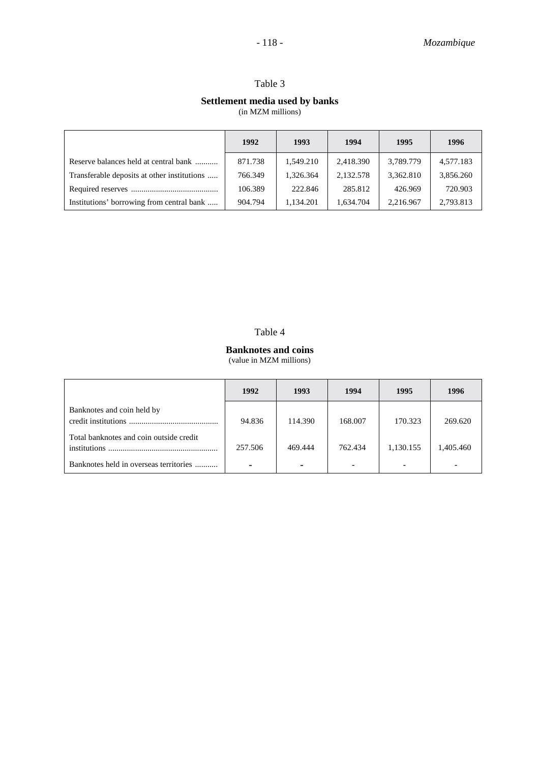Table 3

**Settlement media used by banks**
(in MZM millions)

| | 1992 | 1993 | 1994 | 1995 | 1996 |
|---|---|---|---|---|---|
| Reserve balances held at central bank | 871.738 | 1,549.210 | 2,418.390 | 3,789.779 | 4,577.183 |
| Transferable deposits at other institutions | 766.349 | 1,326.364 | 2,132.578 | 3,362.810 | 3,856.260 |
| Required reserves | 106.389 | 222.846 | 285.812 | 426.969 | 720.903 |
| Institutions' borrowing from central bank | 904.794 | 1,134.201 | 1,634.704 | 2,216.967 | 2,793.813 |

Table 4

**Banknotes and coins**
(value in MZM millions)

| | 1992 | 1993 | 1994 | 1995 | 1996 |
|---|---|---|---|---|---|
| Banknotes and coin held by credit institutions | 94.836 | 114.390 | 168.007 | 170.323 | 269.620 |
| Total banknotes and coin outside credit institutions | 257.506 | 469.444 | 762.434 | 1,130.155 | 1,405.460 |
| Banknotes held in overseas territories | - | - | - | - | - |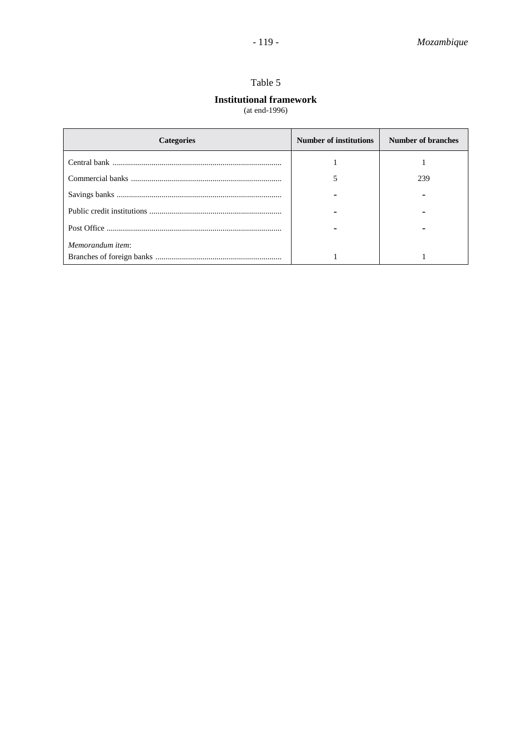Table 5

**Institutional framework**
(at end-1996)

| Categories | Number of institutions | Number of branches |
|---|---|---|
| Central bank | 1 | 1 |
| Commercial banks | 5 | 239 |
| Savings banks | - | - |
| Public credit institutions | - | - |
| Post Office | - | - |
| *Memorandum item*: | | |
| Branches of foreign banks | 1 | 1 |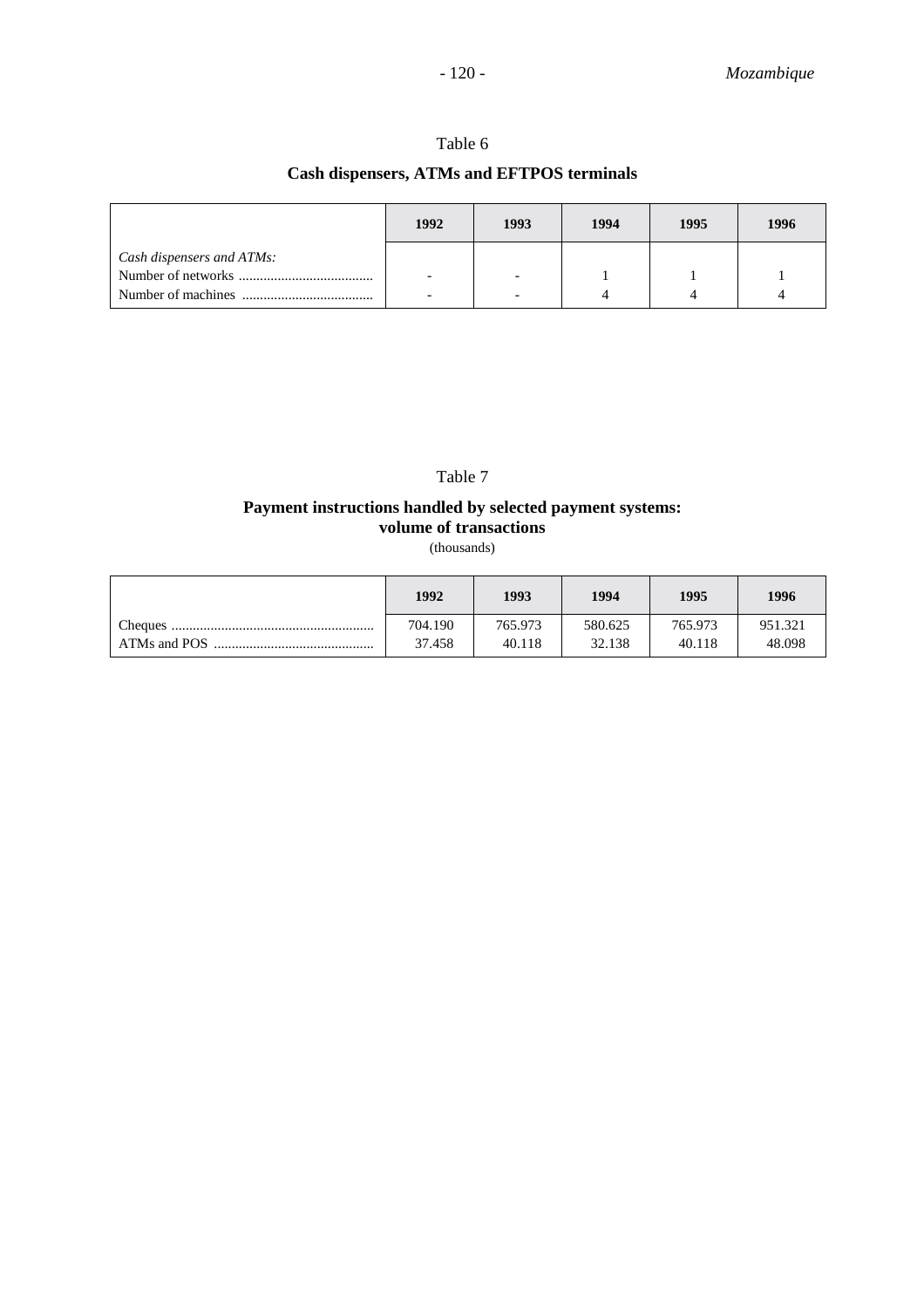Table 6

**Cash dispensers, ATMs and EFTPOS terminals**

| | 1992 | 1993 | 1994 | 1995 | 1996 |
|---|---|---|---|---|---|
| *Cash dispensers and ATMs:* | | | | | |
| Number of networks | - | - | 1 | 1 | 1 |
| Number of machines | - | - | 4 | 4 | 4 |

Table 7

**Payment instructions handled by selected payment systems: volume of transactions**

(thousands)

| | 1992 | 1993 | 1994 | 1995 | 1996 |
|---|---|---|---|---|---|
| Cheques | 704.190 | 765.973 | 580.625 | 765.973 | 951.321 |
| ATMs and POS | 37.458 | 40.118 | 32.138 | 40.118 | 48.098 |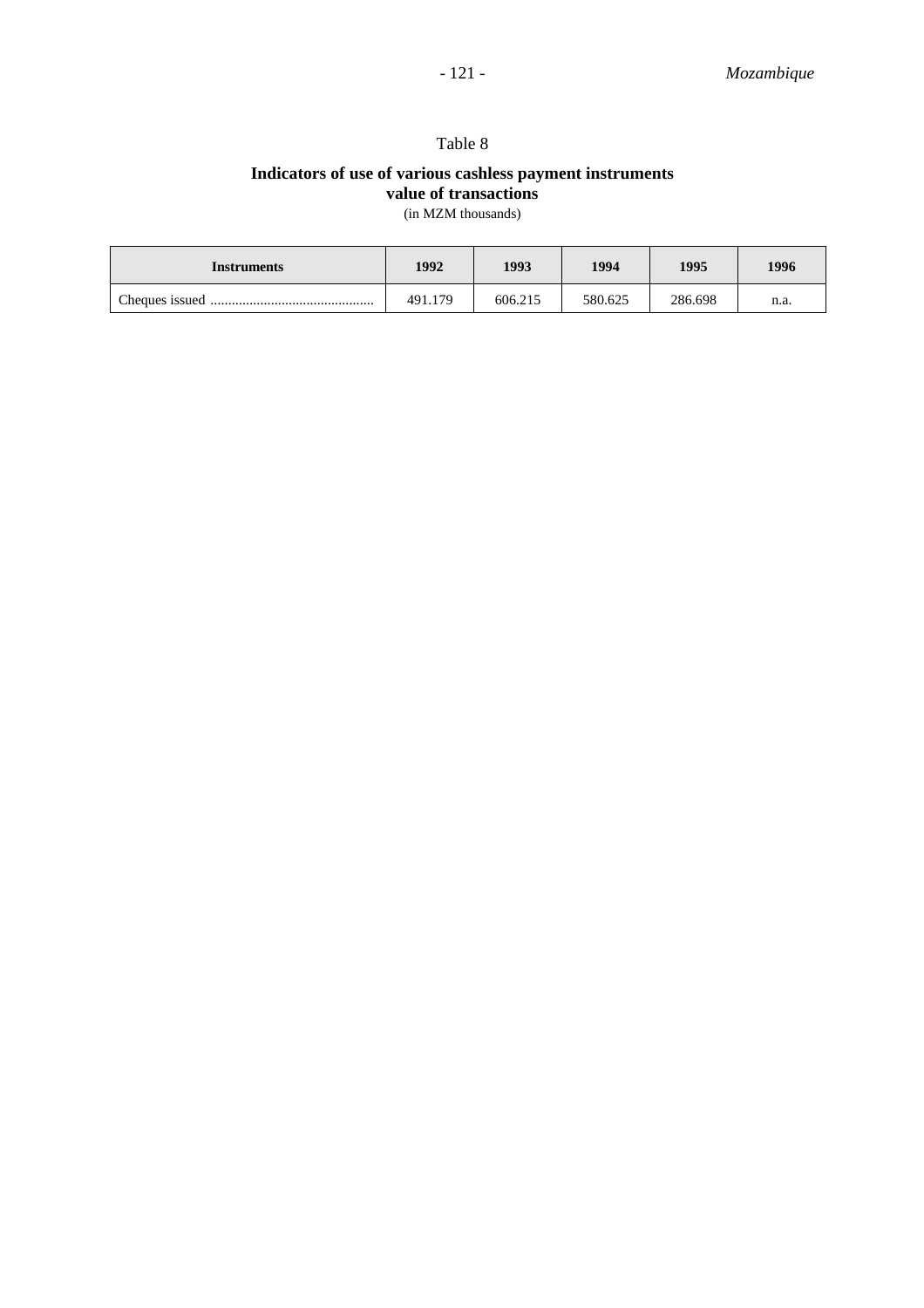Table 8

**Indicators of use of various cashless payment instruments**
**value of transactions**
(in MZM thousands)

| Instruments | 1992 | 1993 | 1994 | 1995 | 1996 |
|---|---|---|---|---|---|
| Cheques issued ............................................. | 491.179 | 606.215 | 580.625 | 286.698 | n.a. |